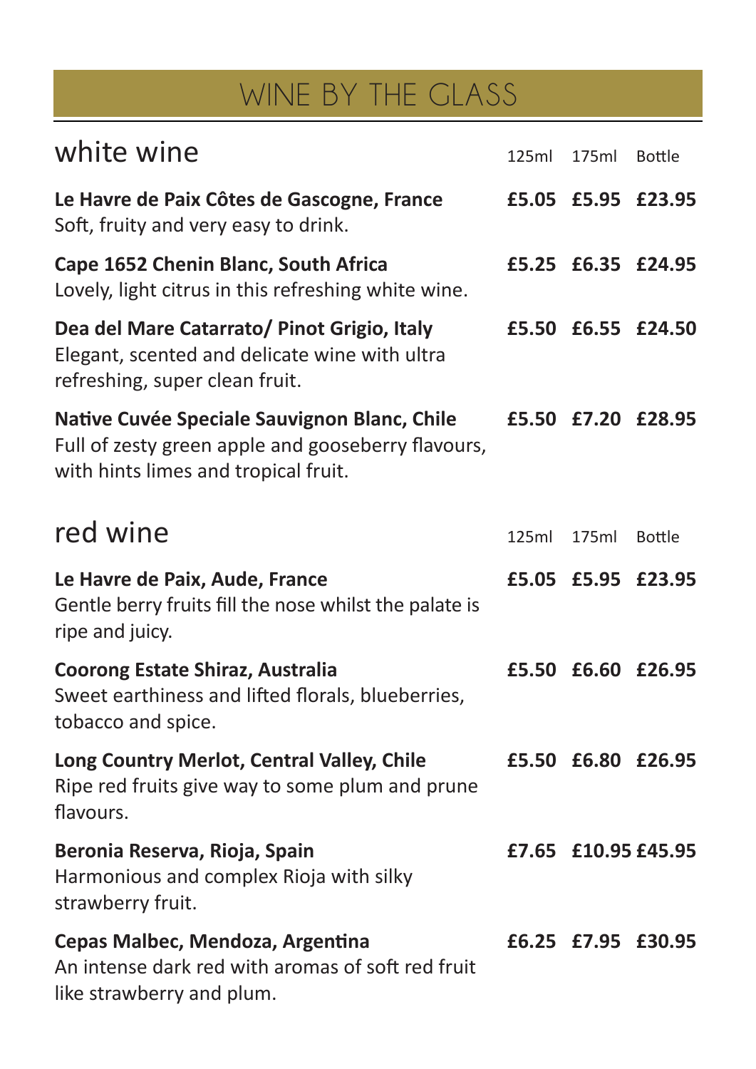# WINE BY THE GLASS

## white wine

| | 125ml | 175ml | Bottle |
|---|---|---|---|
| **Le Havre de Paix Côtes de Gascogne, France**<br>Soft, fruity and very easy to drink. | **£5.05** | **£5.95** | **£23.95** |
| **Cape 1652 Chenin Blanc, South Africa**<br>Lovely, light citrus in this refreshing white wine. | **£5.25** | **£6.35** | **£24.95** |
| **Dea del Mare Catarrato/ Pinot Grigio, Italy**<br>Elegant, scented and delicate wine with ultra refreshing, super clean fruit. | **£5.50** | **£6.55** | **£24.50** |
| **Native Cuvée Speciale Sauvignon Blanc, Chile**<br>Full of zesty green apple and gooseberry flavours, with hints limes and tropical fruit. | **£5.50** | **£7.20** | **£28.95** |

## red wine

| | 125ml | 175ml | Bottle |
|---|---|---|---|
| **Le Havre de Paix, Aude, France**<br>Gentle berry fruits fill the nose whilst the palate is ripe and juicy. | **£5.05** | **£5.95** | **£23.95** |
| **Coorong Estate Shiraz, Australia**<br>Sweet earthiness and lifted florals, blueberries, tobacco and spice. | **£5.50** | **£6.60** | **£26.95** |
| **Long Country Merlot, Central Valley, Chile**<br>Ripe red fruits give way to some plum and prune flavours. | **£5.50** | **£6.80** | **£26.95** |
| **Beronia Reserva, Rioja, Spain**<br>Harmonious and complex Rioja with silky strawberry fruit. | **£7.65** | **£10.95** | **£45.95** |
| **Cepas Malbec, Mendoza, Argentina**<br>An intense dark red with aromas of soft red fruit like strawberry and plum. | **£6.25** | **£7.95** | **£30.95** |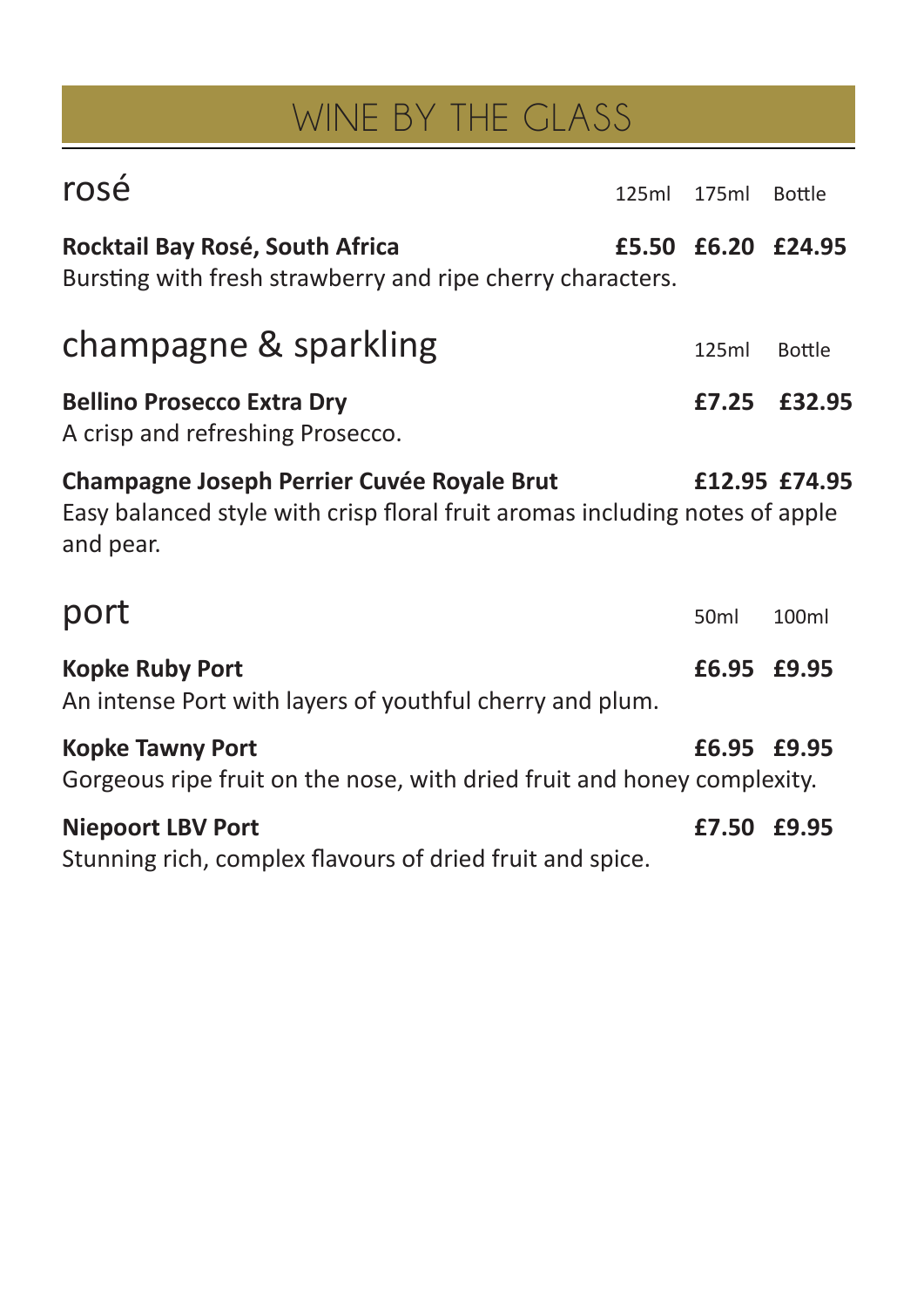# WINE BY THE GLASS

## rosé

| | 125ml | 175ml | Bottle |
|---|---|---|---|
| **Rocktail Bay Rosé, South Africa** | **£5.50** | **£6.20** | **£24.95** |

Bursting with fresh strawberry and ripe cherry characters.

## champagne & sparkling

| | 125ml | Bottle |
|---|---|---|
| **Bellino Prosecco Extra Dry** | **£7.25** | **£32.95** |
| **Champagne Joseph Perrier Cuvée Royale Brut** | **£12.95** | **£74.95** |

**Bellino Prosecco Extra Dry**
A crisp and refreshing Prosecco.

**Champagne Joseph Perrier Cuvée Royale Brut**
Easy balanced style with crisp floral fruit aromas including notes of apple and pear.

## port

| | 50ml | 100ml |
|---|---|---|
| **Kopke Ruby Port** | **£6.95** | **£9.95** |
| **Kopke Tawny Port** | **£6.95** | **£9.95** |
| **Niepoort LBV Port** | **£7.50** | **£9.95** |

**Kopke Ruby Port**
An intense Port with layers of youthful cherry and plum.

**Kopke Tawny Port**
Gorgeous ripe fruit on the nose, with dried fruit and honey complexity.

**Niepoort LBV Port**
Stunning rich, complex flavours of dried fruit and spice.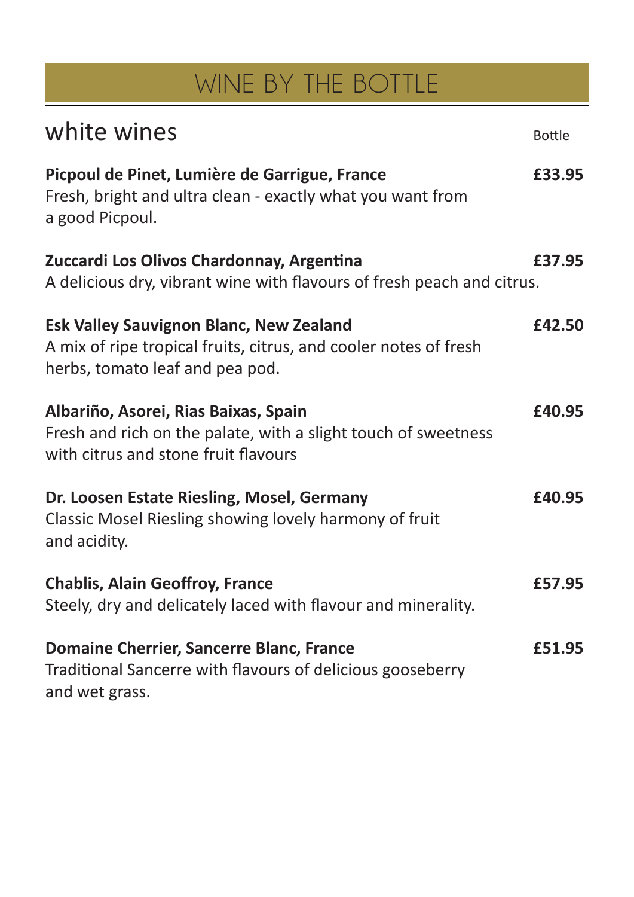# WINE BY THE BOTTLE

## white wines

Bottle

**Picpoul de Pinet, Lumière de Garrigue, France** **£33.95**
Fresh, bright and ultra clean - exactly what you want from a good Picpoul.

**Zuccardi Los Olivos Chardonnay, Argentina** **£37.95**
A delicious dry, vibrant wine with flavours of fresh peach and citrus.

**Esk Valley Sauvignon Blanc, New Zealand** **£42.50**
A mix of ripe tropical fruits, citrus, and cooler notes of fresh herbs, tomato leaf and pea pod.

**Albariño, Asorei, Rias Baixas, Spain** **£40.95**
Fresh and rich on the palate, with a slight touch of sweetness with citrus and stone fruit flavours

**Dr. Loosen Estate Riesling, Mosel, Germany** **£40.95**
Classic Mosel Riesling showing lovely harmony of fruit and acidity.

**Chablis, Alain Geoffroy, France** **£57.95**
Steely, dry and delicately laced with flavour and minerality.

**Domaine Cherrier, Sancerre Blanc, France** **£51.95**
Traditional Sancerre with flavours of delicious gooseberry and wet grass.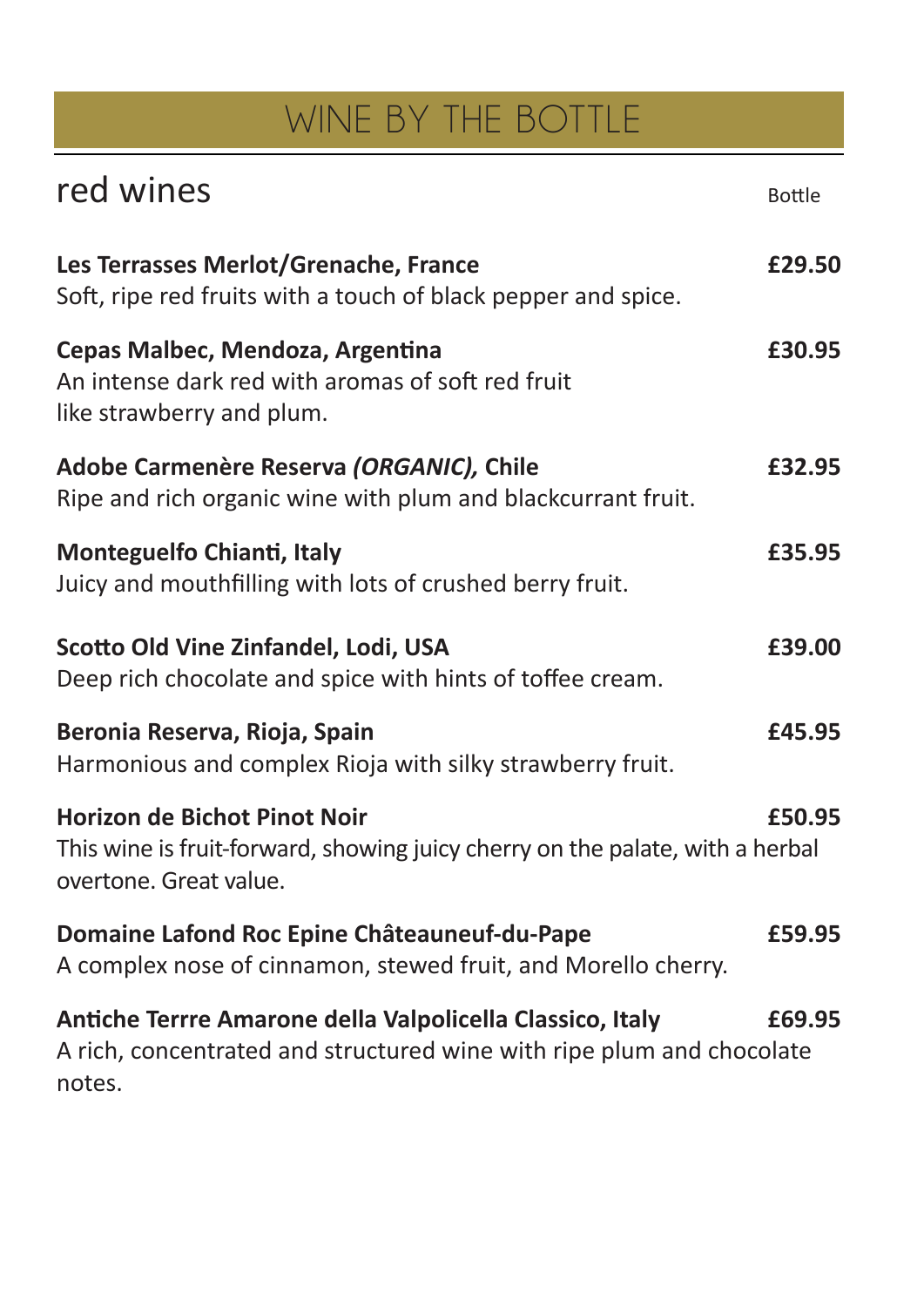# WINE BY THE BOTTLE

## red wines

Bottle

**Les Terrasses Merlot/Grenache, France** — **£29.50**
Soft, ripe red fruits with a touch of black pepper and spice.

**Cepas Malbec, Mendoza, Argentina** — **£30.95**
An intense dark red with aromas of soft red fruit like strawberry and plum.

**Adobe Carmenère Reserva *(ORGANIC)*, Chile** — **£32.95**
Ripe and rich organic wine with plum and blackcurrant fruit.

**Monteguelfo Chianti, Italy** — **£35.95**
Juicy and mouthfilling with lots of crushed berry fruit.

**Scotto Old Vine Zinfandel, Lodi, USA** — **£39.00**
Deep rich chocolate and spice with hints of toffee cream.

**Beronia Reserva, Rioja, Spain** — **£45.95**
Harmonious and complex Rioja with silky strawberry fruit.

**Horizon de Bichot Pinot Noir** — **£50.95**
This wine is fruit-forward, showing juicy cherry on the palate, with a herbal overtone. Great value.

**Domaine Lafond Roc Epine Châteauneuf-du-Pape** — **£59.95**
A complex nose of cinnamon, stewed fruit, and Morello cherry.

**Antiche Terrre Amarone della Valpolicella Classico, Italy** — **£69.95**
A rich, concentrated and structured wine with ripe plum and chocolate notes.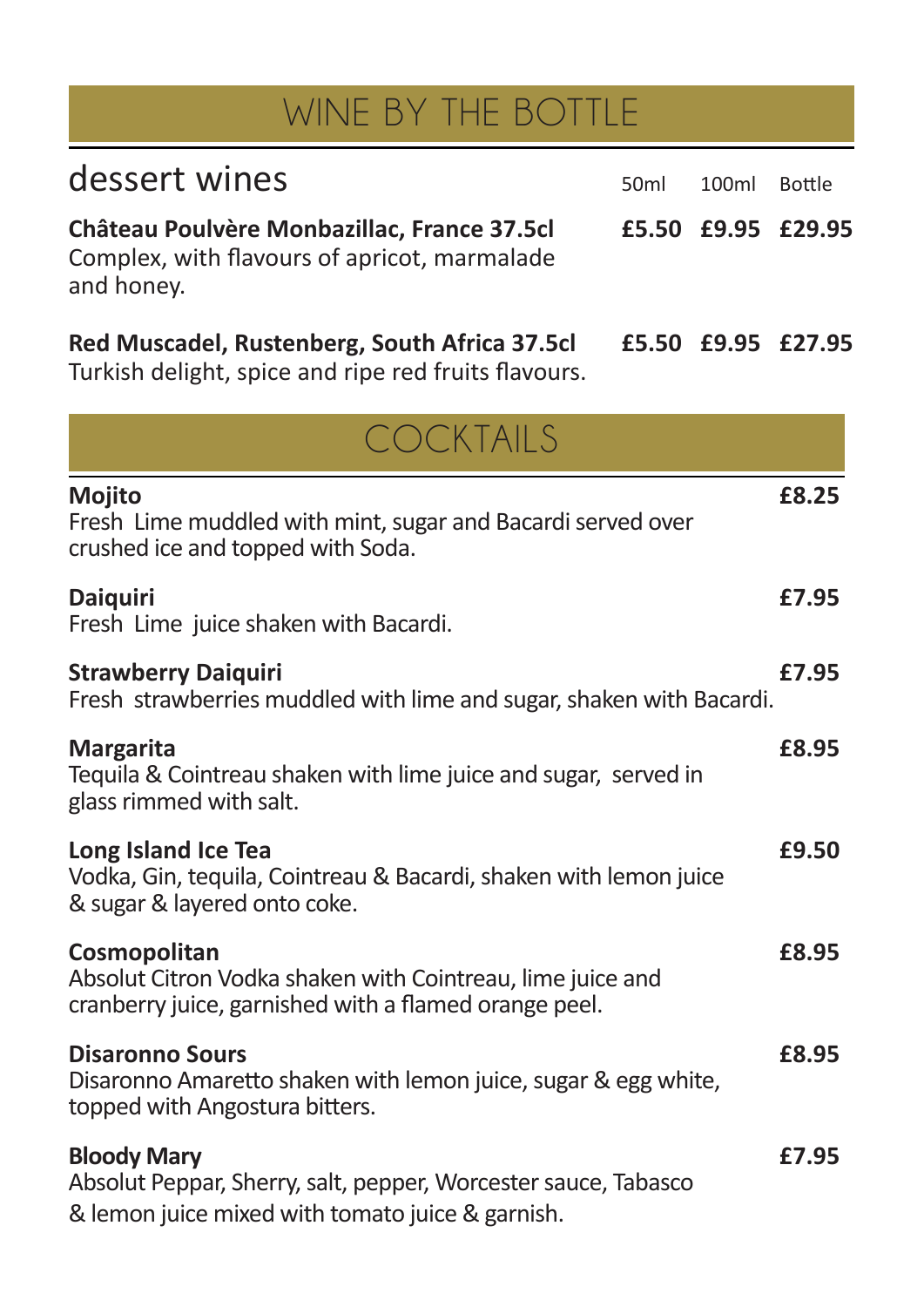# WINE BY THE BOTTLE

## dessert wines

| | 50ml | 100ml | Bottle |
|---|---|---|---|
| **Château Poulvère Monbazillac, France 37.5cl**<br>Complex, with flavours of apricot, marmalade and honey. | **£5.50** | **£9.95** | **£29.95** |
| **Red Muscadel, Rustenberg, South Africa 37.5cl**<br>Turkish delight, spice and ripe red fruits flavours. | **£5.50** | **£9.95** | **£27.95** |

# COCKTAILS

**Mojito** **£8.25**
Fresh Lime muddled with mint, sugar and Bacardi served over crushed ice and topped with Soda.

**Daiquiri** **£7.95**
Fresh Lime juice shaken with Bacardi.

**Strawberry Daiquiri** **£7.95**
Fresh strawberries muddled with lime and sugar, shaken with Bacardi.

**Margarita** **£8.95**
Tequila & Cointreau shaken with lime juice and sugar, served in glass rimmed with salt.

**Long Island Ice Tea** **£9.50**
Vodka, Gin, tequila, Cointreau & Bacardi, shaken with lemon juice & sugar & layered onto coke.

**Cosmopolitan** **£8.95**
Absolut Citron Vodka shaken with Cointreau, lime juice and cranberry juice, garnished with a flamed orange peel.

**Disaronno Sours** **£8.95**
Disaronno Amaretto shaken with lemon juice, sugar & egg white, topped with Angostura bitters.

**Bloody Mary** **£7.95**
Absolut Peppar, Sherry, salt, pepper, Worcester sauce, Tabasco & lemon juice mixed with tomato juice & garnish.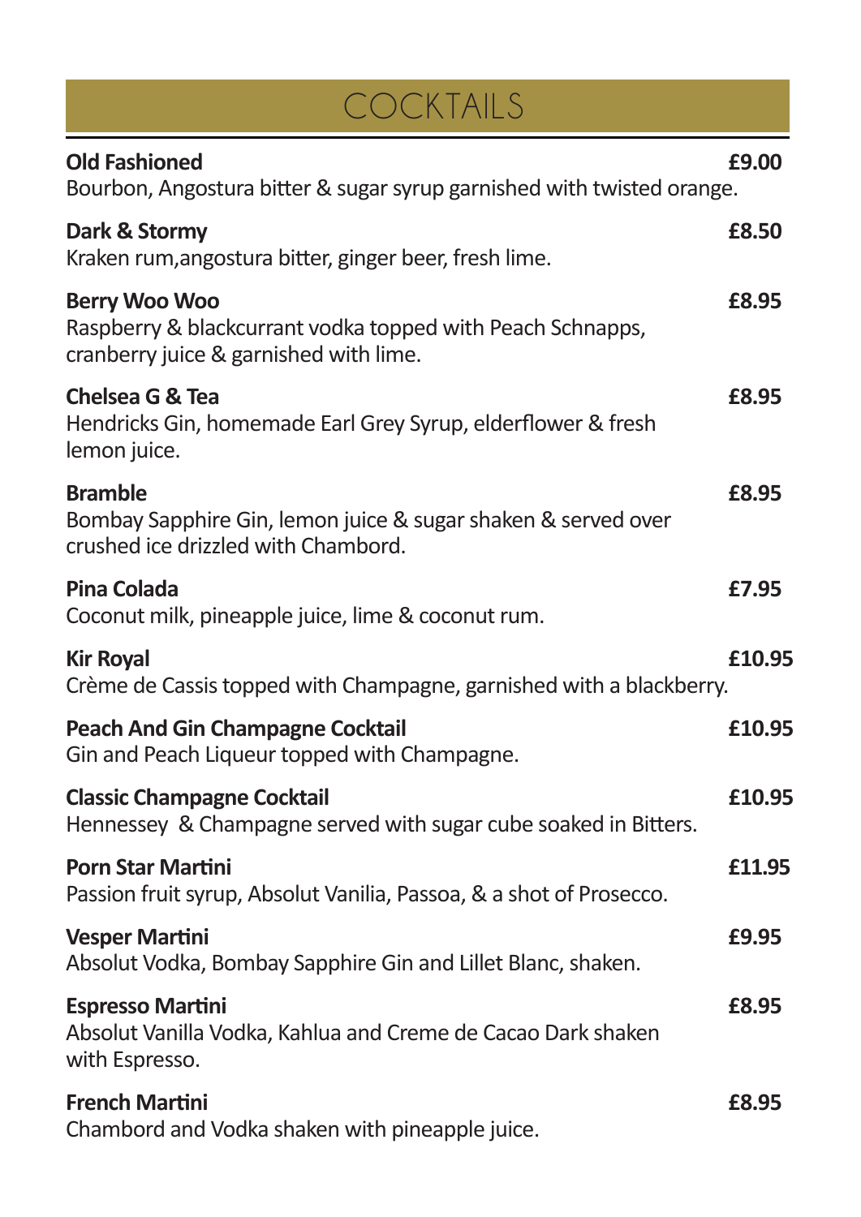# COCKTAILS

**Old Fashioned** **£9.00**
Bourbon, Angostura bitter & sugar syrup garnished with twisted orange.

**Dark & Stormy** **£8.50**
Kraken rum,angostura bitter, ginger beer, fresh lime.

**Berry Woo Woo** **£8.95**
Raspberry & blackcurrant vodka topped with Peach Schnapps, cranberry juice & garnished with lime.

**Chelsea G & Tea** **£8.95**
Hendricks Gin, homemade Earl Grey Syrup, elderflower & fresh lemon juice.

**Bramble** **£8.95**
Bombay Sapphire Gin, lemon juice & sugar shaken & served over crushed ice drizzled with Chambord.

**Pina Colada** **£7.95**
Coconut milk, pineapple juice, lime & coconut rum.

**Kir Royal** **£10.95**
Crème de Cassis topped with Champagne, garnished with a blackberry.

**Peach And Gin Champagne Cocktail** **£10.95**
Gin and Peach Liqueur topped with Champagne.

**Classic Champagne Cocktail** **£10.95**
Hennessey & Champagne served with sugar cube soaked in Bitters.

**Porn Star Martini** **£11.95**
Passion fruit syrup, Absolut Vanilia, Passoa, & a shot of Prosecco.

**Vesper Martini** **£9.95**
Absolut Vodka, Bombay Sapphire Gin and Lillet Blanc, shaken.

**Espresso Martini** **£8.95**
Absolut Vanilla Vodka, Kahlua and Creme de Cacao Dark shaken with Espresso.

**French Martini** **£8.95**
Chambord and Vodka shaken with pineapple juice.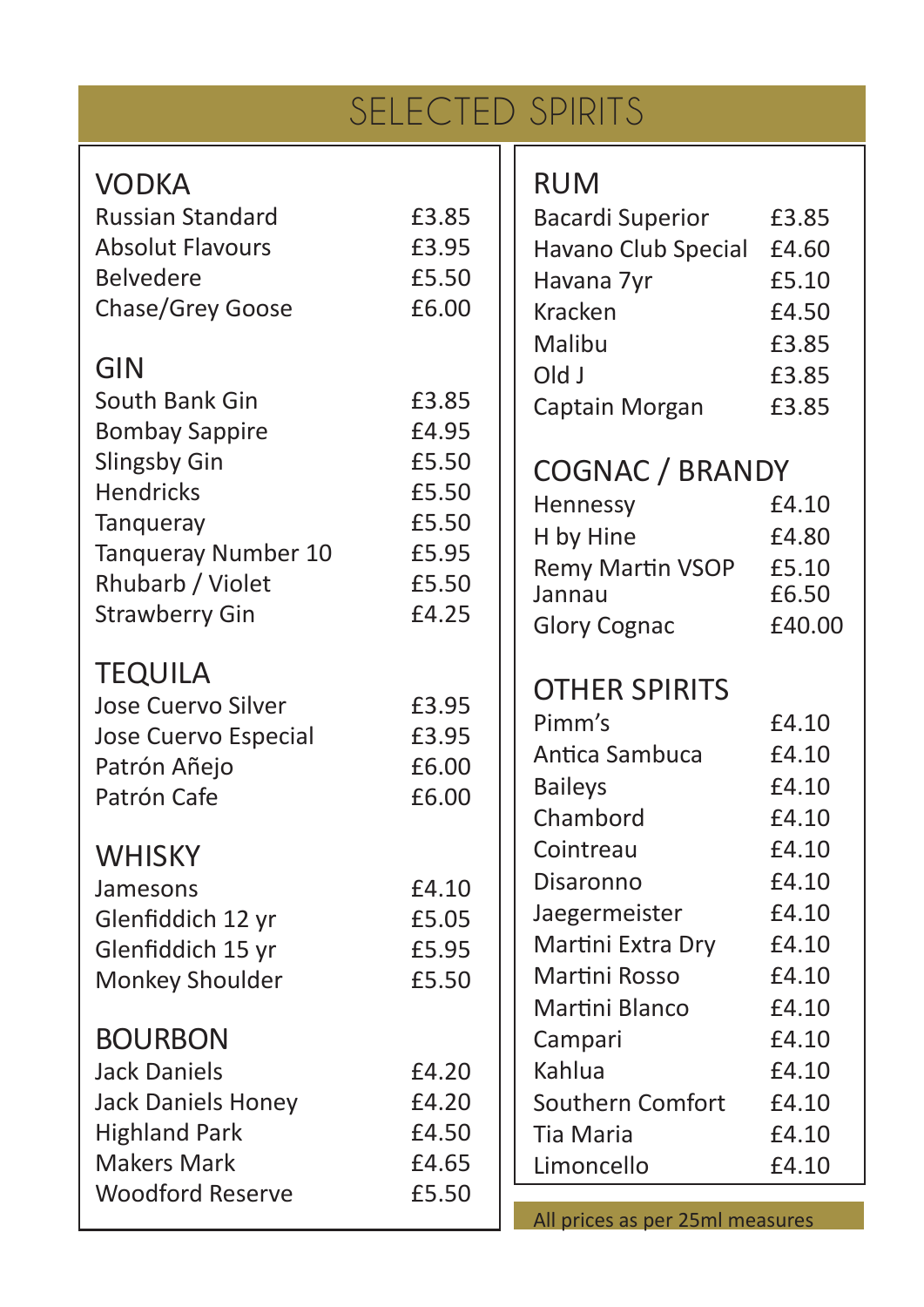# SELECTED SPIRITS

## VODKA

| | |
|---|---|
| Russian Standard | £3.85 |
| Absolut Flavours | £3.95 |
| Belvedere | £5.50 |
| Chase/Grey Goose | £6.00 |

## GIN

| | |
|---|---|
| South Bank Gin | £3.85 |
| Bombay Sappire | £4.95 |
| Slingsby Gin | £5.50 |
| Hendricks | £5.50 |
| Tanqueray | £5.50 |
| Tanqueray Number 10 | £5.95 |
| Rhubarb / Violet | £5.50 |
| Strawberry Gin | £4.25 |

## TEQUILA

| | |
|---|---|
| Jose Cuervo Silver | £3.95 |
| Jose Cuervo Especial | £3.95 |
| Patrón Añejo | £6.00 |
| Patrón Cafe | £6.00 |

## WHISKY

| | |
|---|---|
| Jamesons | £4.10 |
| Glenfiddich 12 yr | £5.05 |
| Glenfiddich 15 yr | £5.95 |
| Monkey Shoulder | £5.50 |

## BOURBON

| | |
|---|---|
| Jack Daniels | £4.20 |
| Jack Daniels Honey | £4.20 |
| Highland Park | £4.50 |
| Makers Mark | £4.65 |
| Woodford Reserve | £5.50 |

## RUM

| | |
|---|---|
| Bacardi Superior | £3.85 |
| Havano Club Special | £4.60 |
| Havana 7yr | £5.10 |
| Kracken | £4.50 |
| Malibu | £3.85 |
| Old J | £3.85 |
| Captain Morgan | £3.85 |

## COGNAC / BRANDY

| | |
|---|---|
| Hennessy | £4.10 |
| H by Hine | £4.80 |
| Remy Martin VSOP | £5.10 |
| Jannau | £6.50 |
| Glory Cognac | £40.00 |

## OTHER SPIRITS

| | |
|---|---|
| Pimm's | £4.10 |
| Antica Sambuca | £4.10 |
| Baileys | £4.10 |
| Chambord | £4.10 |
| Cointreau | £4.10 |
| Disaronno | £4.10 |
| Jaegermeister | £4.10 |
| Martini Extra Dry | £4.10 |
| Martini Rosso | £4.10 |
| Martini Blanco | £4.10 |
| Campari | £4.10 |
| Kahlua | £4.10 |
| Southern Comfort | £4.10 |
| Tia Maria | £4.10 |
| Limoncello | £4.10 |

All prices as per 25ml measures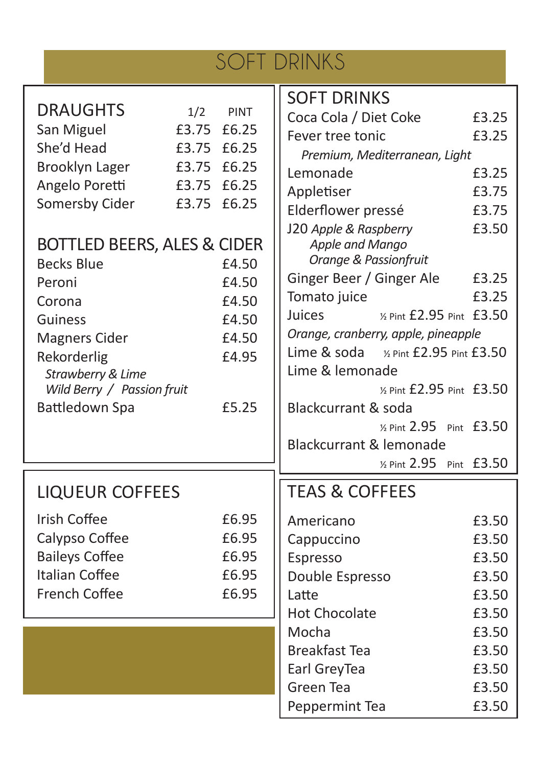# SOFT DRINKS

## DRAUGHTS

| | 1/2 | PINT |
|---|---|---|
| San Miguel | £3.75 | £6.25 |
| She'd Head | £3.75 | £6.25 |
| Brooklyn Lager | £3.75 | £6.25 |
| Angelo Poretti | £3.75 | £6.25 |
| Somersby Cider | £3.75 | £6.25 |

## BOTTLED BEERS, ALES & CIDER

| | |
|---|---|
| Becks Blue | £4.50 |
| Peroni | £4.50 |
| Corona | £4.50 |
| Guiness | £4.50 |
| Magners Cider | £4.50 |
| Rekorderlig *Strawberry & Lime* *Wild Berry / Passion fruit* | £4.95 |
| Battledown Spa | £5.25 |

## LIQUEUR COFFEES

| | |
|---|---|
| Irish Coffee | £6.95 |
| Calypso Coffee | £6.95 |
| Baileys Coffee | £6.95 |
| Italian Coffee | £6.95 |
| French Coffee | £6.95 |

## SOFT DRINKS

| | |
|---|---|
| Coca Cola / Diet Coke | £3.25 |
| Fever tree tonic *Premium, Mediterranean, Light* | £3.25 |
| Lemonade | £3.25 |
| Appletiser | £3.75 |
| Elderflower pressé | £3.75 |
| J20 *Apple & Raspberry* *Apple and Mango* *Orange & Passionfruit* | £3.50 |
| Ginger Beer / Ginger Ale | £3.25 |
| Tomato juice | £3.25 |
| Juices *Orange, cranberry, apple, pineapple* | ½ Pint £2.95 Pint £3.50 |
| Lime & soda | ½ Pint £2.95 Pint £3.50 |
| Lime & lemonade | ½ Pint £2.95 Pint £3.50 |
| Blackcurrant & soda | ½ Pint 2.95 Pint £3.50 |
| Blackcurrant & lemonade | ½ Pint 2.95 Pint £3.50 |

## TEAS & COFFEES

| | |
|---|---|
| Americano | £3.50 |
| Cappuccino | £3.50 |
| Espresso | £3.50 |
| Double Espresso | £3.50 |
| Latte | £3.50 |
| Hot Chocolate | £3.50 |
| Mocha | £3.50 |
| Breakfast Tea | £3.50 |
| Earl GreyTea | £3.50 |
| Green Tea | £3.50 |
| Peppermint Tea | £3.50 |